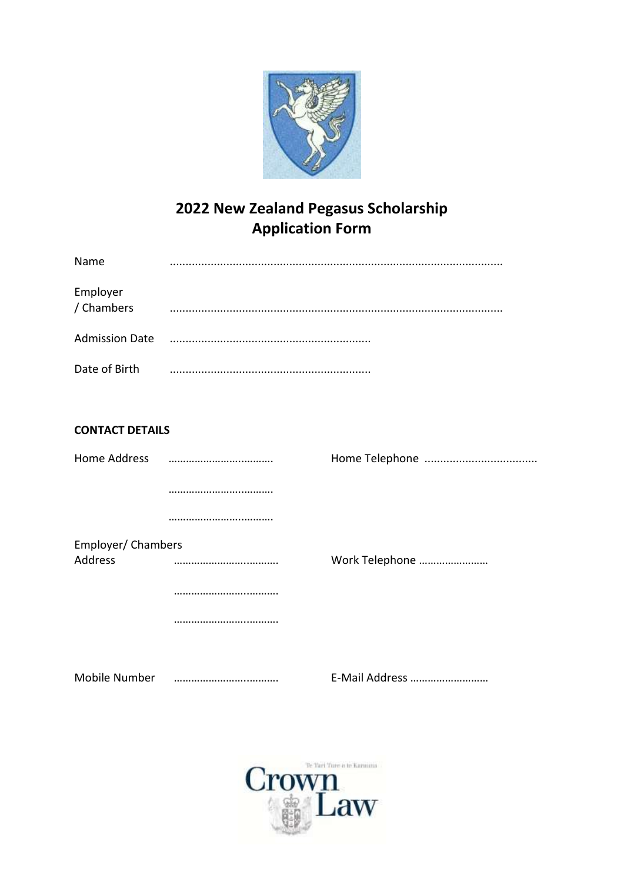# 2022 New Zealand Pegasus Scholarship Application Form

Name ........................................................................................................

Employer / Chambers ........................................................................................................

Admission Date ...............................................................

Date of Birth ...............................................................

**CONTACT DETAILS**

Home Address ……………………..……….. Home Telephone ...................................

……………………..………..

……………………..………..

Employer/ Chambers Address ……………………..……….. Work Telephone ……………………

……………………..………..

……………………..………..

Mobile Number ……………………..……….. E-Mail Address ………………………

Te Tari Ture o te Karauna

Crown Law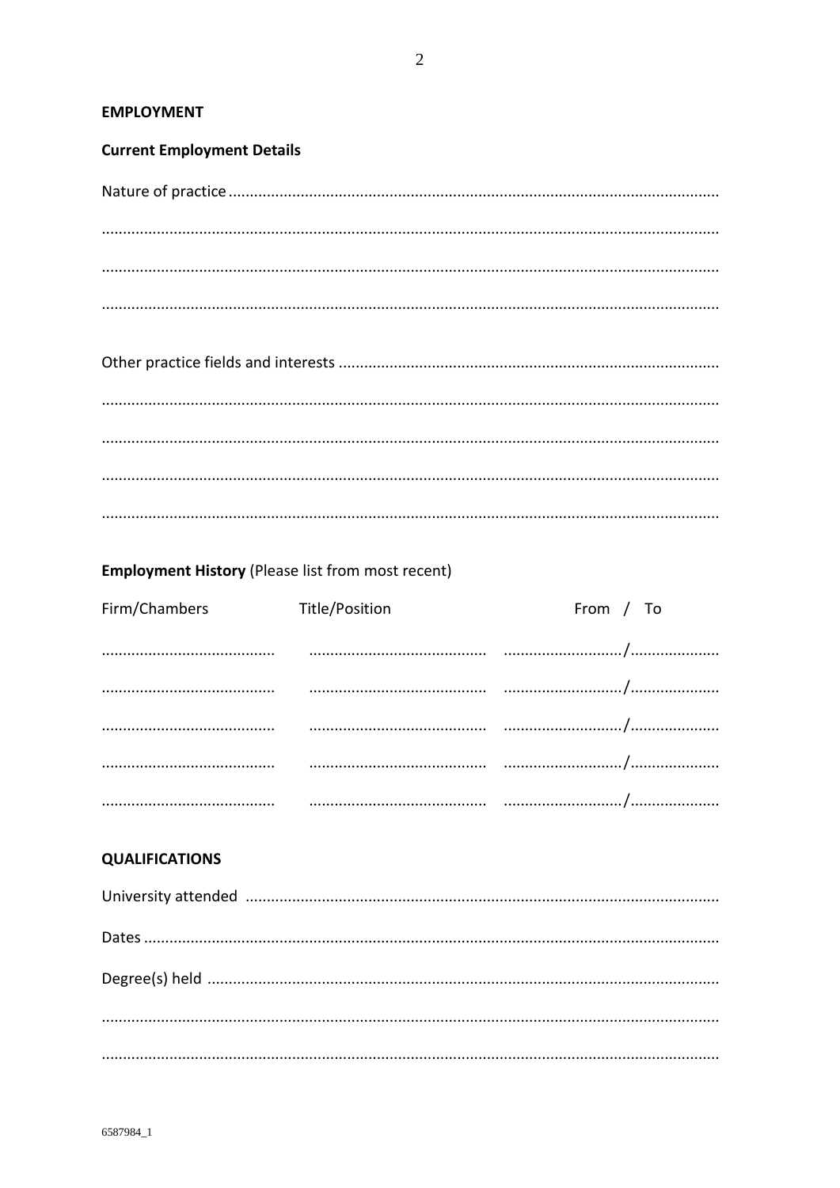**EMPLOYMENT**

**Current Employment Details**

Nature of practice ..................................................................................................................

..............................................................................................................................................

..............................................................................................................................................

..............................................................................................................................................

Other practice fields and interests .........................................................................................

..............................................................................................................................................

..............................................................................................................................................

..............................................................................................................................................

..............................................................................................................................................

**Employment History** (Please list from most recent)

| Firm/Chambers | Title/Position | From / To |
|---|---|---|
| ......................................... | .......................................... | ............................/..................... |
| ......................................... | .......................................... | ............................/..................... |
| ......................................... | .......................................... | ............................/..................... |
| ......................................... | .......................................... | ............................/..................... |
| ......................................... | .......................................... | ............................/..................... |

**QUALIFICATIONS**

University attended .............................................................................................................

Dates .....................................................................................................................................

Degree(s) held .......................................................................................................................

..............................................................................................................................................

..............................................................................................................................................

6587984_1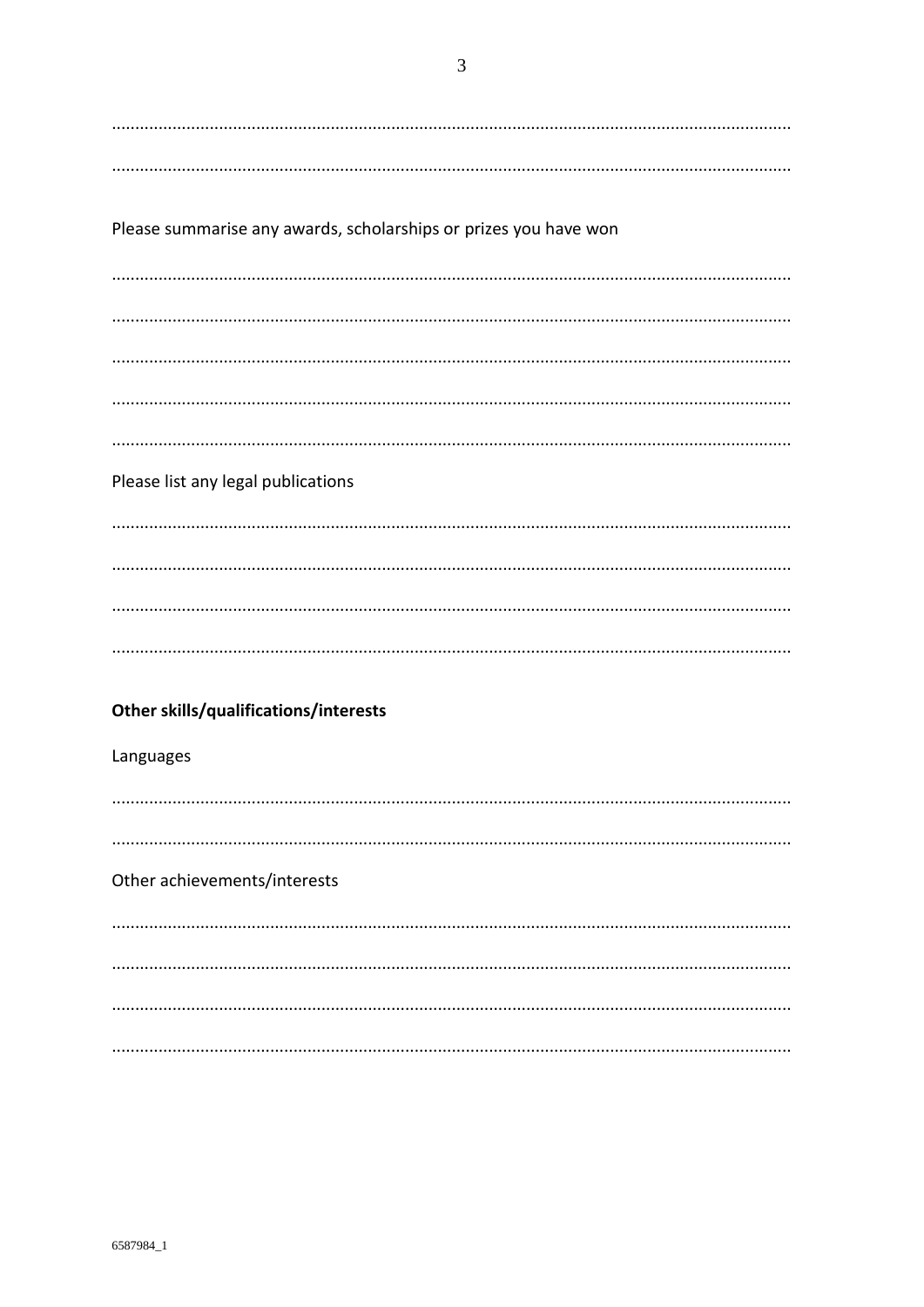................................................................................................................................................

................................................................................................................................................

Please summarise any awards, scholarships or prizes you have won

................................................................................................................................................

................................................................................................................................................

................................................................................................................................................

................................................................................................................................................

................................................................................................................................................

Please list any legal publications

................................................................................................................................................

................................................................................................................................................

................................................................................................................................................

................................................................................................................................................

**Other skills/qualifications/interests**

Languages

................................................................................................................................................

................................................................................................................................................

Other achievements/interests

................................................................................................................................................

................................................................................................................................................

................................................................................................................................................

................................................................................................................................................

6587984_1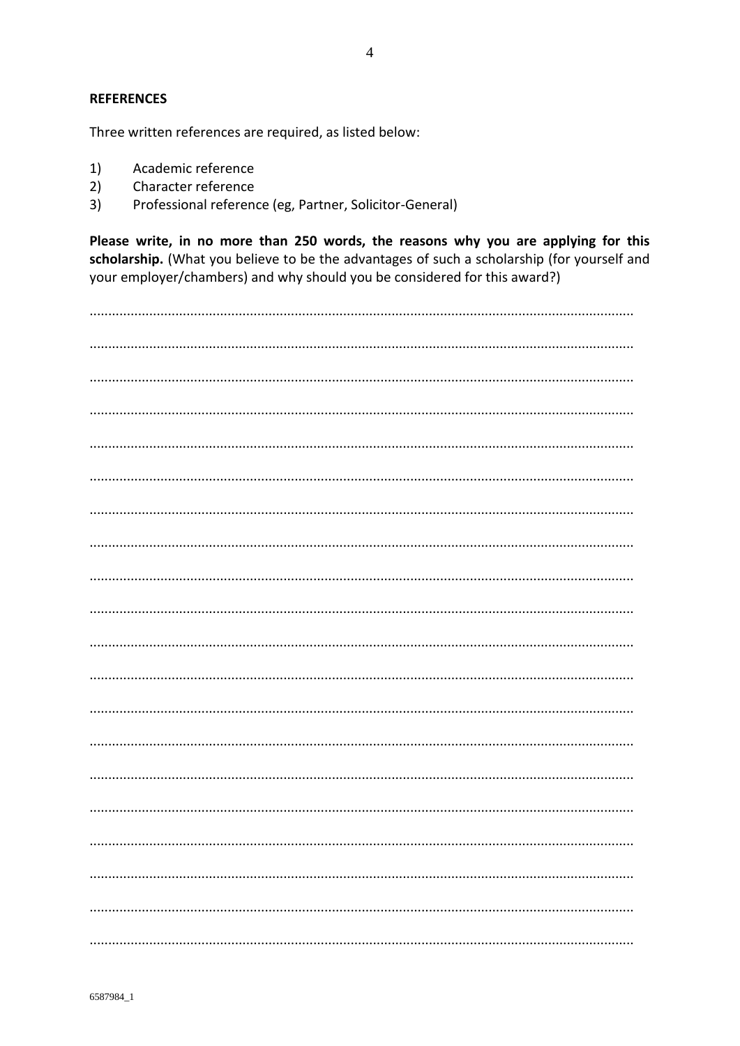**REFERENCES**

Three written references are required, as listed below:

1) Academic reference
2) Character reference
3) Professional reference (eg, Partner, Solicitor-General)

**Please write, in no more than 250 words, the reasons why you are applying for this scholarship.** (What you believe to be the advantages of such a scholarship (for yourself and your employer/chambers) and why should you be considered for this award?)

........................................................................................................................................

........................................................................................................................................

........................................................................................................................................

........................................................................................................................................

........................................................................................................................................

........................................................................................................................................

........................................................................................................................................

........................................................................................................................................

........................................................................................................................................

........................................................................................................................................

........................................................................................................................................

........................................................................................................................................

........................................................................................................................................

........................................................................................................................................

........................................................................................................................................

........................................................................................................................................

........................................................................................................................................

........................................................................................................................................

........................................................................................................................................

........................................................................................................................................

6587984_1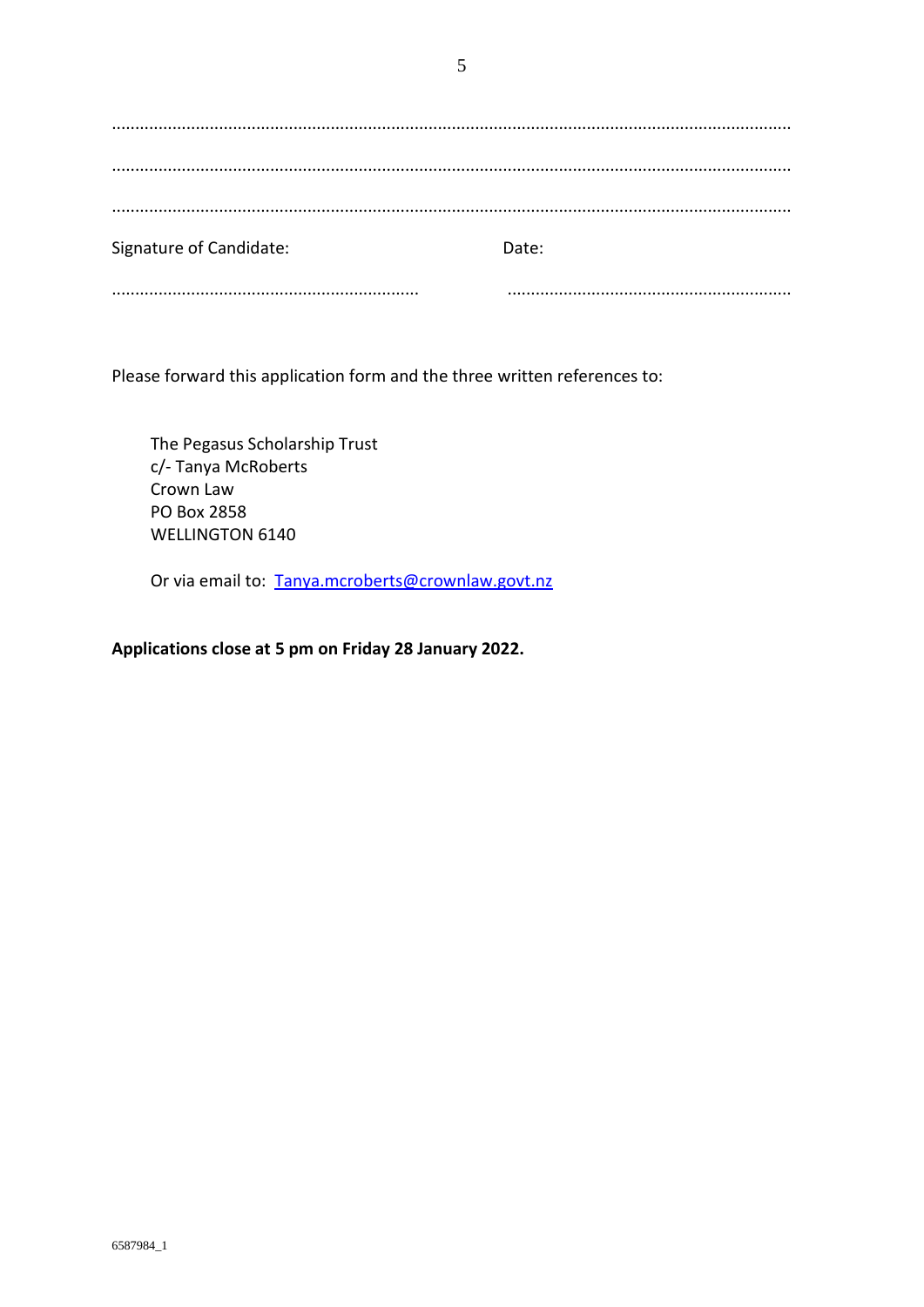...............................................................................................................................................

...............................................................................................................................................

...............................................................................................................................................

Signature of Candidate: Date:

.................................................................. ............................................................

Please forward this application form and the three written references to:

The Pegasus Scholarship Trust
c/- Tanya McRoberts
Crown Law
PO Box 2858
WELLINGTON 6140

Or via email to: [Tanya.mcroberts@crownlaw.govt.nz](mailto:Tanya.mcroberts@crownlaw.govt.nz)

**Applications close at 5 pm on Friday 28 January 2022.**

6587984_1